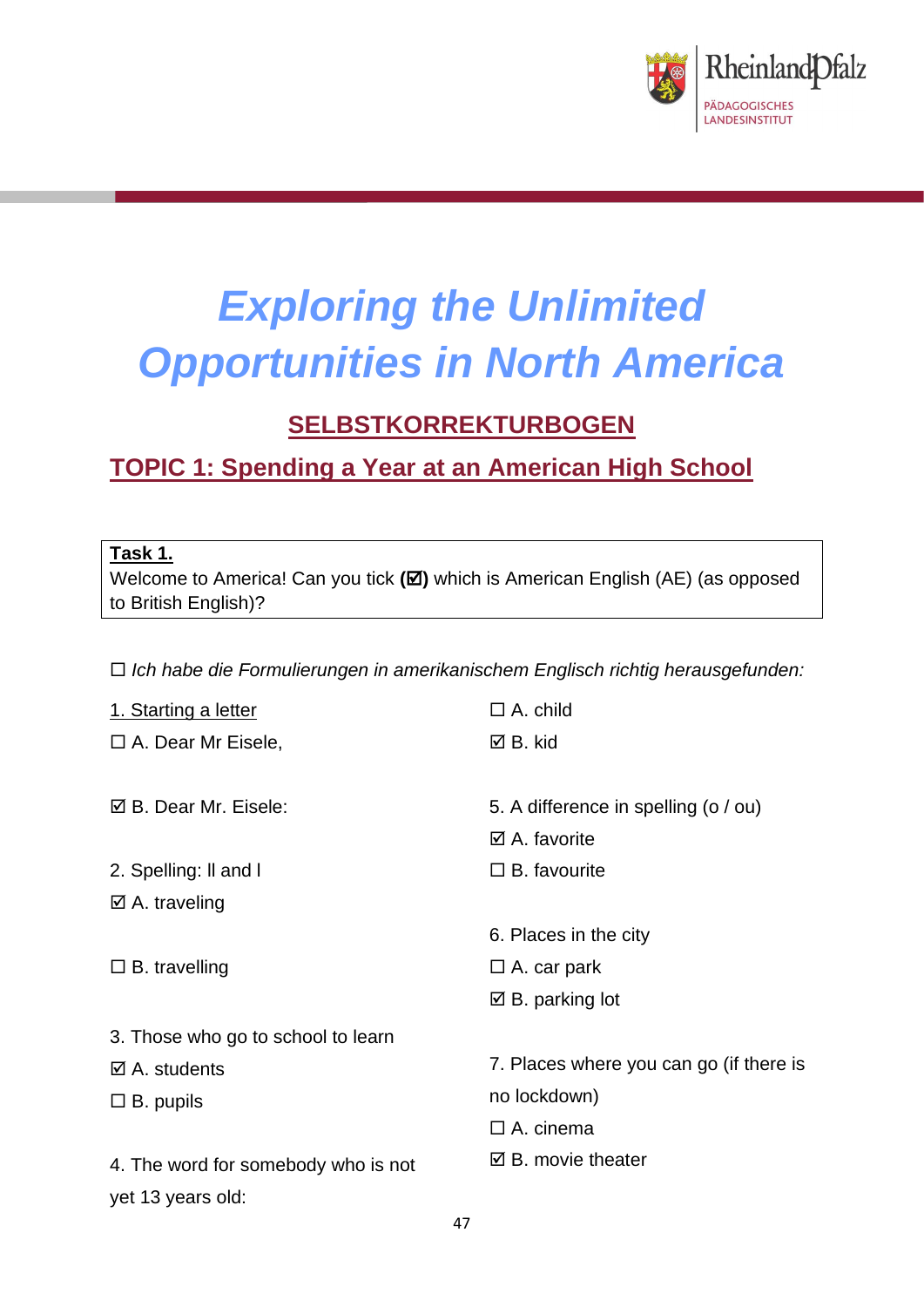# *Exploring the Unlimited Opportunities in North America*

## SELBSTKORREKTURBOGEN

## TOPIC 1: Spending a Year at an American High School

**Task 1.**
Welcome to America! Can you tick **(☑)** which is American English (AE) (as opposed to British English)?

☐ *Ich habe die Formulierungen in amerikanischem Englisch richtig herausgefunden:*

1. Starting a letter

☐ A. Dear Mr Eisele,

☑ B. Dear Mr. Eisele:

2. Spelling: ll and l

☑ A. traveling

☐ B. travelling

3. Those who go to school to learn

☑ A. students

☐ B. pupils

4. The word for somebody who is not yet 13 years old:

☐ A. child

☑ B. kid

5. A difference in spelling (o / ou)

☑ A. favorite

☐ B. favourite

6. Places in the city

☐ A. car park

☑ B. parking lot

7. Places where you can go (if there is no lockdown)

☐ A. cinema

☑ B. movie theater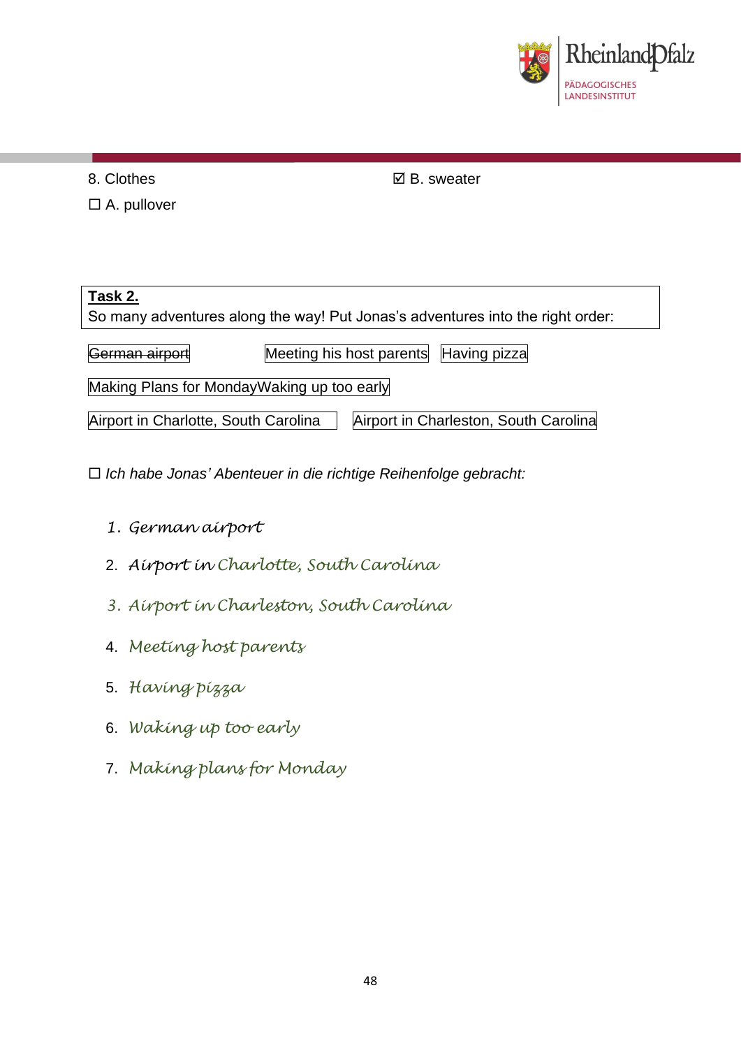8. Clothes

☐ A. pullover

☑ B. sweater

**Task 2.**
So many adventures along the way! Put Jonas's adventures into the right order:

~~German airport~~ | Meeting his host parents | Having pizza

Making Plans for Monday | Waking up too early

Airport in Charlotte, South Carolina | Airport in Charleston, South Carolina

☐ *Ich habe Jonas' Abenteuer in die richtige Reihenfolge gebracht:*

1. German airport
2. Airport in Charlotte, South Carolina
3. Airport in Charleston, South Carolina
4. Meeting host parents
5. Having pizza
6. Waking up too early
7. Making plans for Monday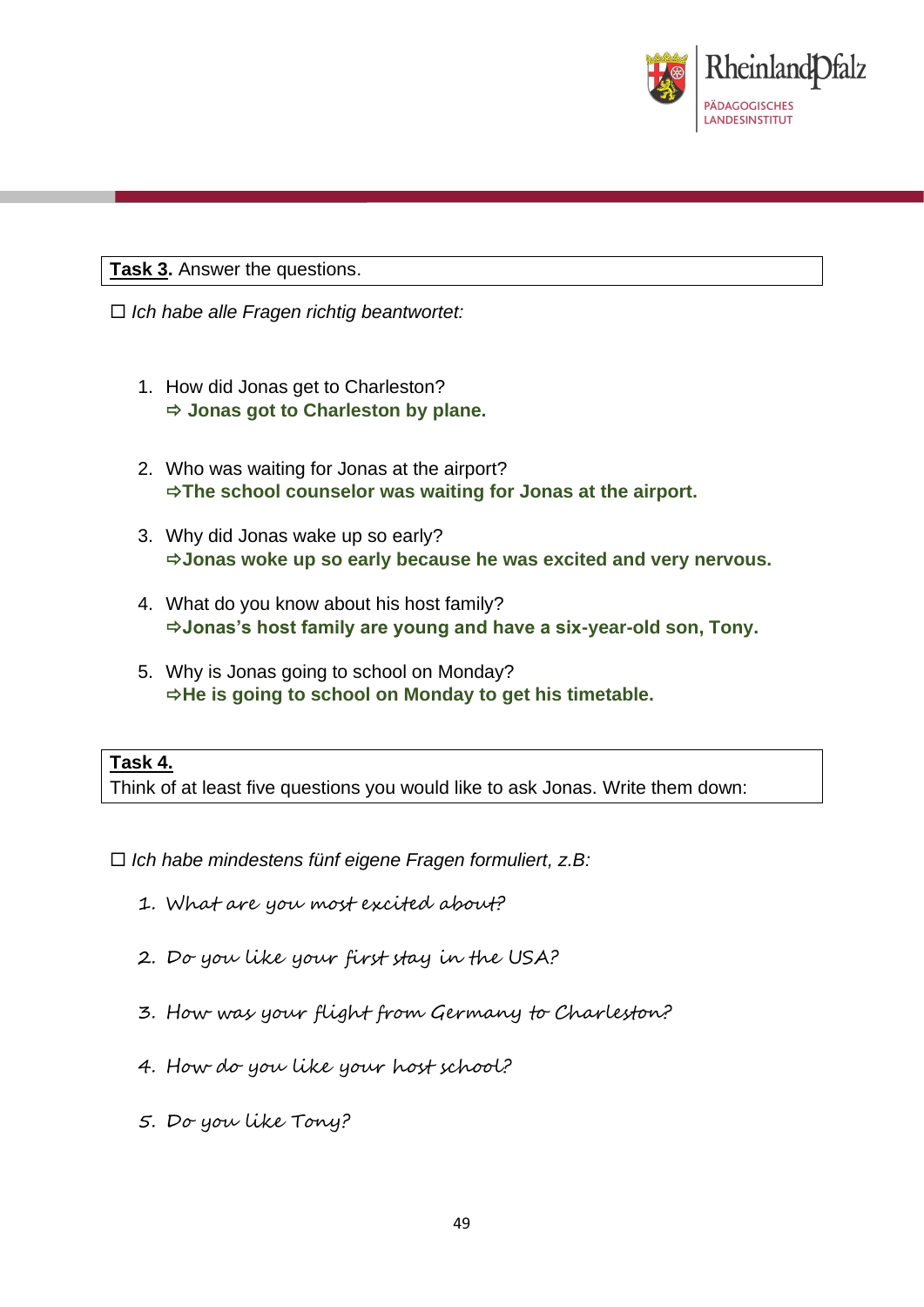**Task 3.** Answer the questions.

☐ *Ich habe alle Fragen richtig beantwortet:*

1. How did Jonas get to Charleston?
   ⇨ **Jonas got to Charleston by plane.**

2. Who was waiting for Jonas at the airport?
   ⇨**The school counselor was waiting for Jonas at the airport.**

3. Why did Jonas wake up so early?
   ⇨**Jonas woke up so early because he was excited and very nervous.**

4. What do you know about his host family?
   ⇨**Jonas's host family are young and have a six-year-old son, Tony.**

5. Why is Jonas going to school on Monday?
   ⇨**He is going to school on Monday to get his timetable.**

**Task 4.**
Think of at least five questions you would like to ask Jonas. Write them down:

☐ *Ich habe mindestens fünf eigene Fragen formuliert, z.B:*

1. What are you most excited about?
2. Do you like your first stay in the USA?
3. How was your flight from Germany to Charleston?
4. How do you like your host school?
5. Do you like Tony?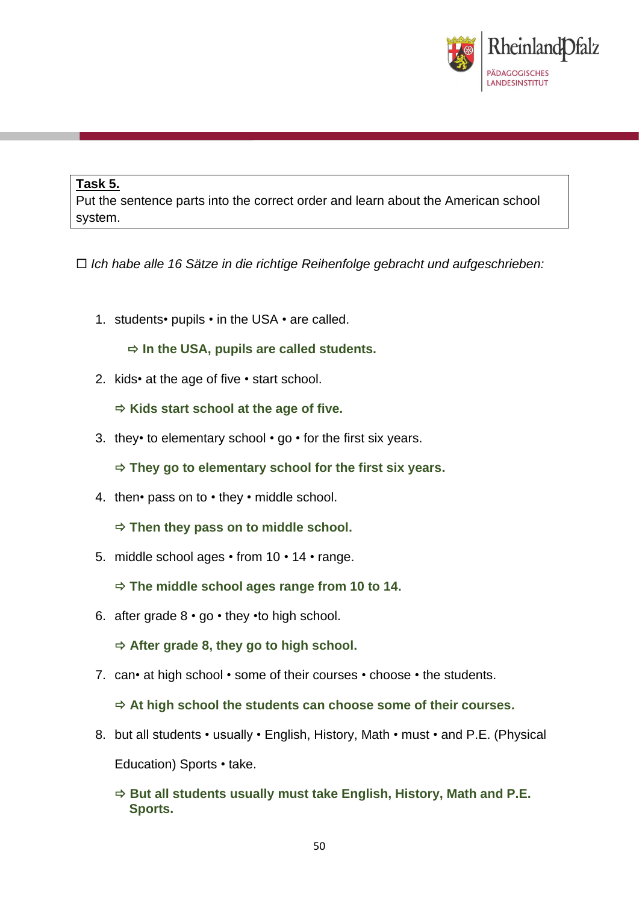**Task 5.**
Put the sentence parts into the correct order and learn about the American school system.

☐ *Ich habe alle 16 Sätze in die richtige Reihenfolge gebracht und aufgeschrieben:*

1. students• pupils • in the USA • are called.

   ⇨ **In the USA, pupils are called students.**

2. kids• at the age of five • start school.

   ⇨ **Kids start school at the age of five.**

3. they• to elementary school • go • for the first six years.

   ⇨ **They go to elementary school for the first six years.**

4. then• pass on to • they • middle school.

   ⇨ **Then they pass on to middle school.**

5. middle school ages • from 10 • 14 • range.

   ⇨ **The middle school ages range from 10 to 14.**

6. after grade 8 • go • they •to high school.

   ⇨ **After grade 8, they go to high school.**

7. can• at high school • some of their courses • choose • the students.

   ⇨ **At high school the students can choose some of their courses.**

8. but all students • usually • English, History, Math • must • and P.E. (Physical Education) Sports • take.

   ⇨ **But all students usually must take English, History, Math and P.E. Sports.**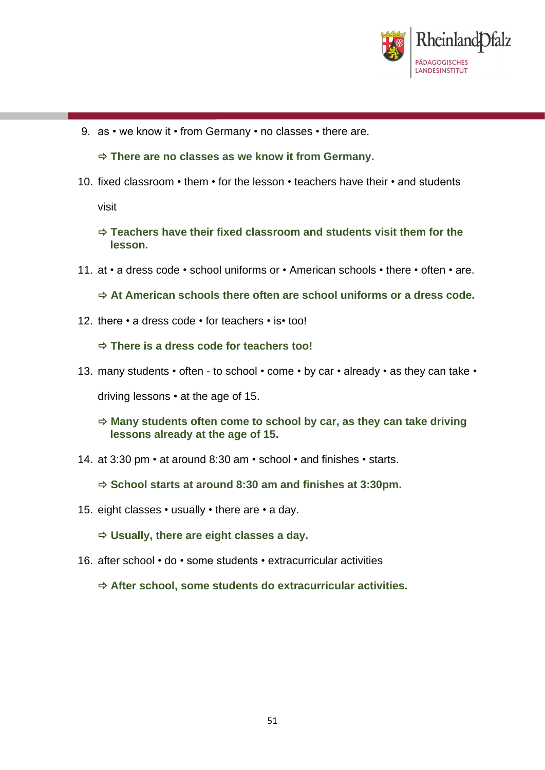9. as • we know it • from Germany • no classes • there are.

   ⇨ **There are no classes as we know it from Germany.**

10. fixed classroom • them • for the lesson • teachers have their • and students

    visit

    ⇨ **Teachers have their fixed classroom and students visit them for the lesson.**

11. at • a dress code • school uniforms or • American schools • there • often • are.

    ⇨ **At American schools there often are school uniforms or a dress code.**

12. there • a dress code • for teachers • is• too!

    ⇨ **There is a dress code for teachers too!**

13. many students • often - to school • come • by car • already • as they can take •

    driving lessons • at the age of 15.

    ⇨ **Many students often come to school by car, as they can take driving lessons already at the age of 15.**

14. at 3:30 pm • at around 8:30 am • school • and finishes • starts.

    ⇨ **School starts at around 8:30 am and finishes at 3:30pm.**

15. eight classes • usually • there are • a day.

    ⇨ **Usually, there are eight classes a day.**

16. after school • do • some students • extracurricular activities

    ⇨ **After school, some students do extracurricular activities.**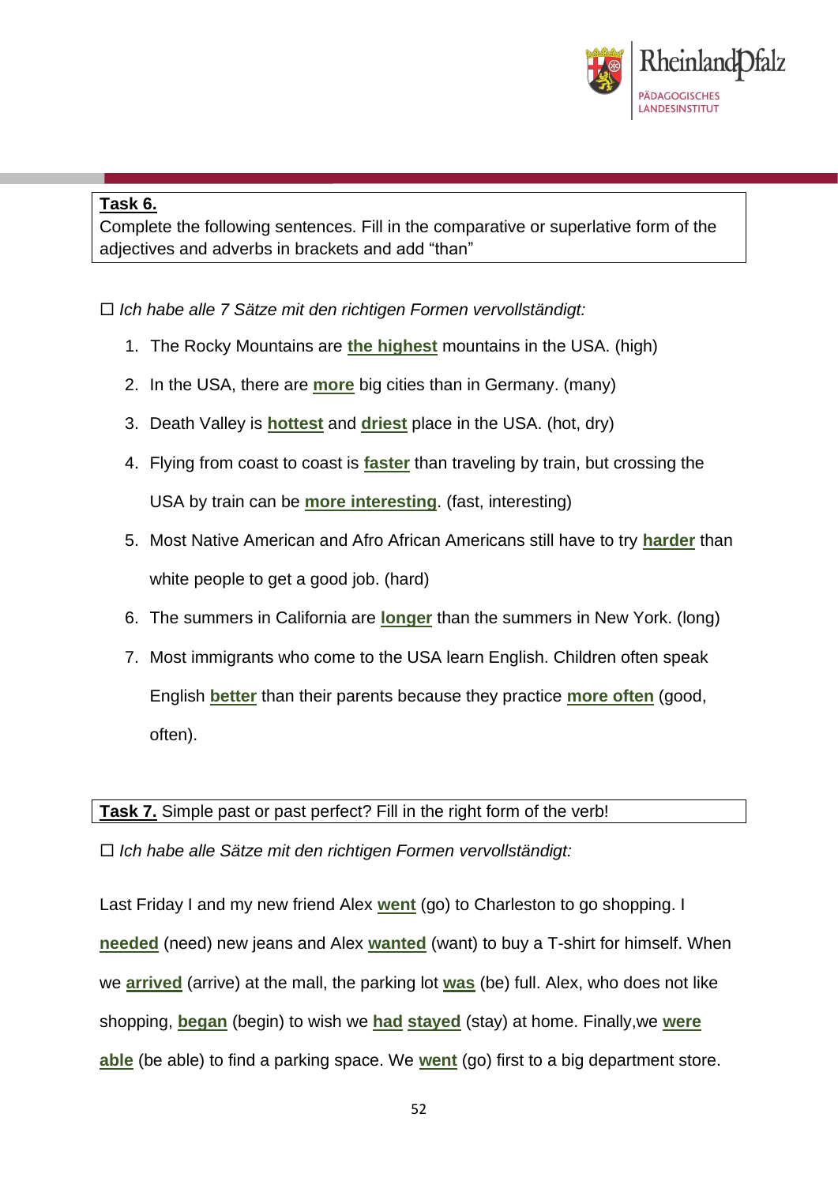**Task 6.**
Complete the following sentences. Fill in the comparative or superlative form of the adjectives and adverbs in brackets and add "than"

☐ *Ich habe alle 7 Sätze mit den richtigen Formen vervollständigt:*

1. The Rocky Mountains are **the highest** mountains in the USA. (high)
2. In the USA, there are **more** big cities than in Germany. (many)
3. Death Valley is **hottest** and **driest** place in the USA. (hot, dry)
4. Flying from coast to coast is **faster** than traveling by train, but crossing the USA by train can be **more interesting**. (fast, interesting)
5. Most Native American and Afro African Americans still have to try **harder** than white people to get a good job. (hard)
6. The summers in California are **longer** than the summers in New York. (long)
7. Most immigrants who come to the USA learn English. Children often speak English **better** than their parents because they practice **more often** (good, often).

**Task 7.** Simple past or past perfect? Fill in the right form of the verb!

☐ *Ich habe alle Sätze mit den richtigen Formen vervollständigt:*

Last Friday I and my new friend Alex **went** (go) to Charleston to go shopping. I **needed** (need) new jeans and Alex **wanted** (want) to buy a T-shirt for himself. When we **arrived** (arrive) at the mall, the parking lot **was** (be) full. Alex, who does not like shopping, **began** (begin) to wish we **had** **stayed** (stay) at home. Finally,we **were** **able** (be able) to find a parking space. We **went** (go) first to a big department store.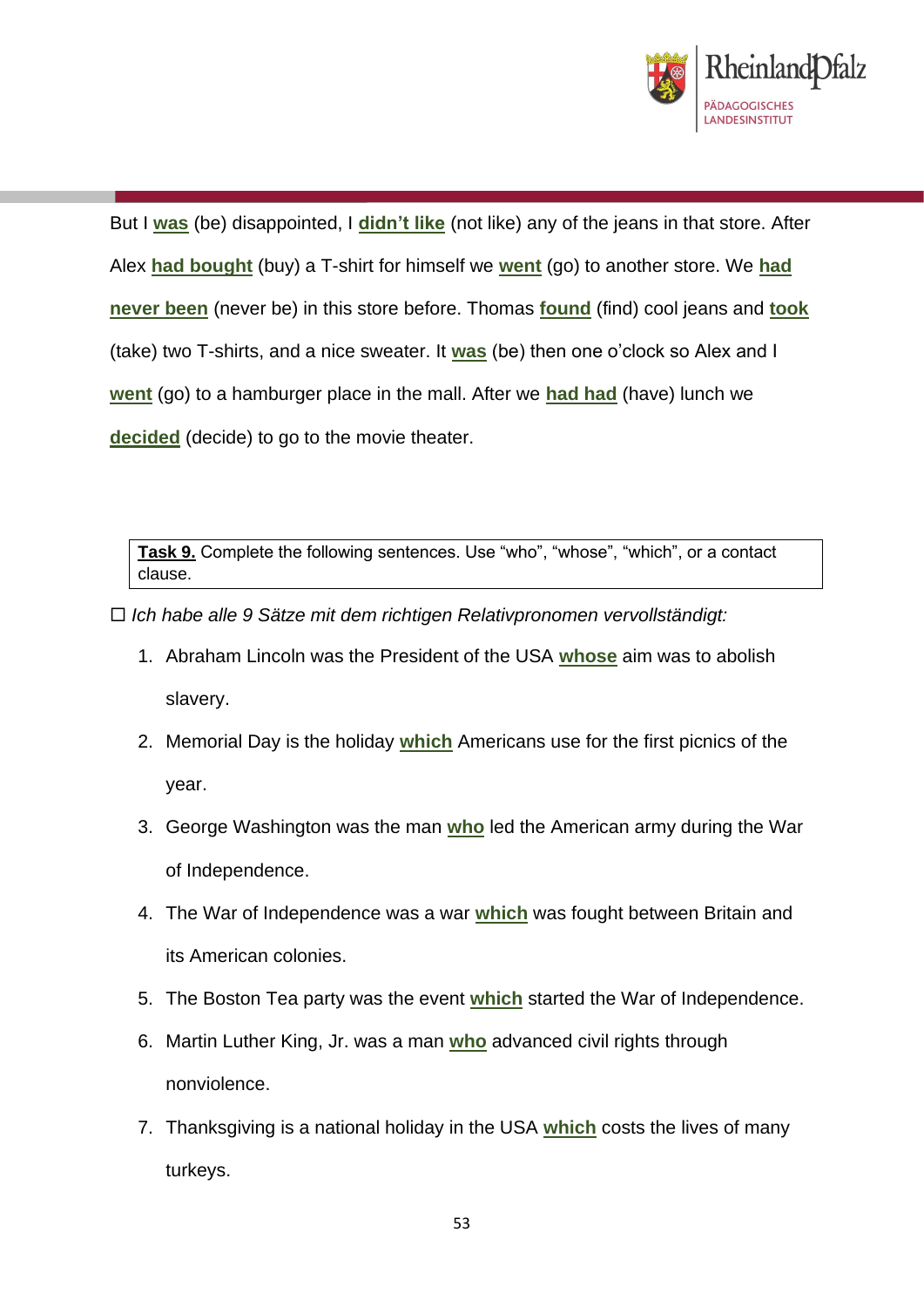But I **was** (be) disappointed, I **didn't like** (not like) any of the jeans in that store. After Alex **had bought** (buy) a T-shirt for himself we **went** (go) to another store. We **had never been** (never be) in this store before. Thomas **found** (find) cool jeans and **took** (take) two T-shirts, and a nice sweater. It **was** (be) then one o'clock so Alex and I **went** (go) to a hamburger place in the mall. After we **had had** (have) lunch we **decided** (decide) to go to the movie theater.

**Task 9.** Complete the following sentences. Use "who", "whose", "which", or a contact clause.

☐ *Ich habe alle 9 Sätze mit dem richtigen Relativpronomen vervollständigt:*

1. Abraham Lincoln was the President of the USA **whose** aim was to abolish slavery.
2. Memorial Day is the holiday **which** Americans use for the first picnics of the year.
3. George Washington was the man **who** led the American army during the War of Independence.
4. The War of Independence was a war **which** was fought between Britain and its American colonies.
5. The Boston Tea party was the event **which** started the War of Independence.
6. Martin Luther King, Jr. was a man **who** advanced civil rights through nonviolence.
7. Thanksgiving is a national holiday in the USA **which** costs the lives of many turkeys.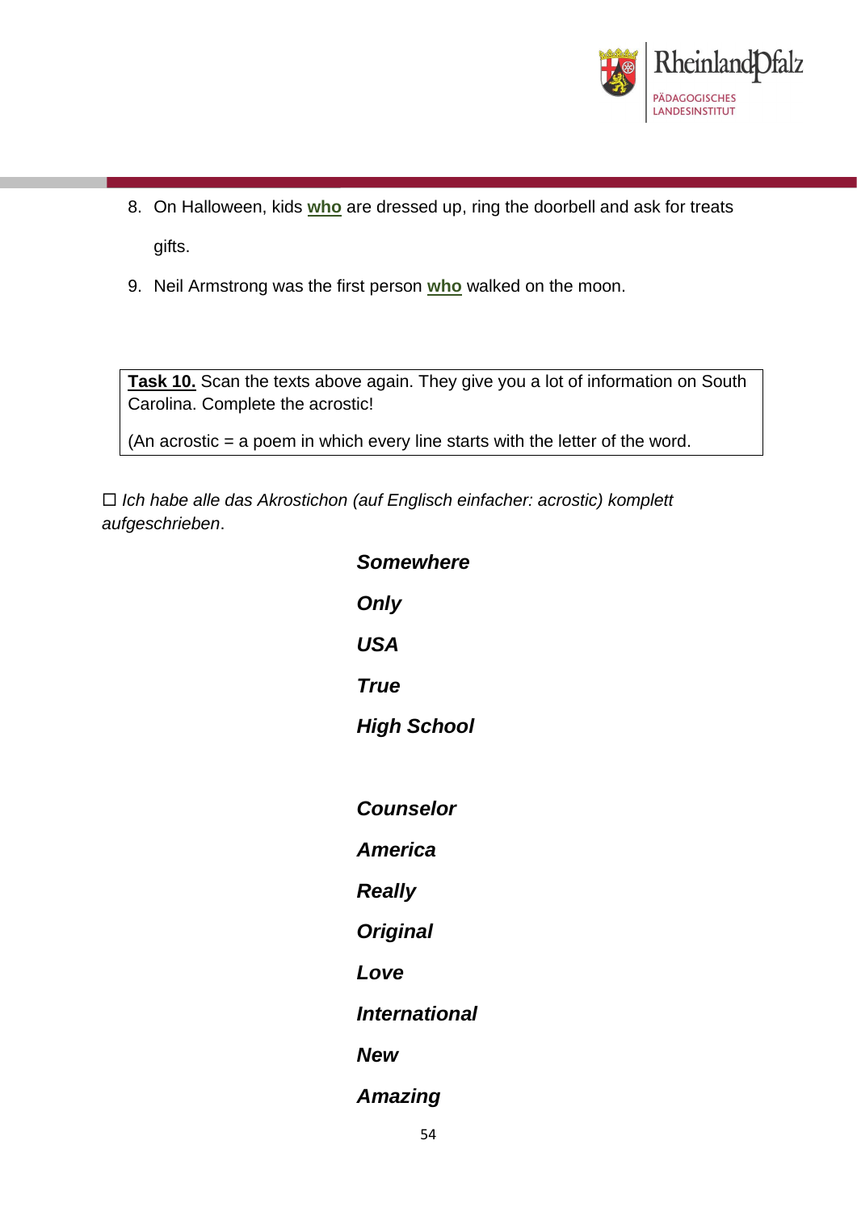8. On Halloween, kids **who** are dressed up, ring the doorbell and ask for treats

   gifts.

9. Neil Armstrong was the first person **who** walked on the moon.

> **Task 10.** Scan the texts above again. They give you a lot of information on South Carolina. Complete the acrostic!
>
> (An acrostic = a poem in which every line starts with the letter of the word.

☐ *Ich habe alle das Akrostichon (auf Englisch einfacher: acrostic) komplett aufgeschrieben*.

***Somewhere***

***Only***

***USA***

***True***

***High School***

***Counselor***

***America***

***Really***

***Original***

***Love***

***International***

***New***

***Amazing***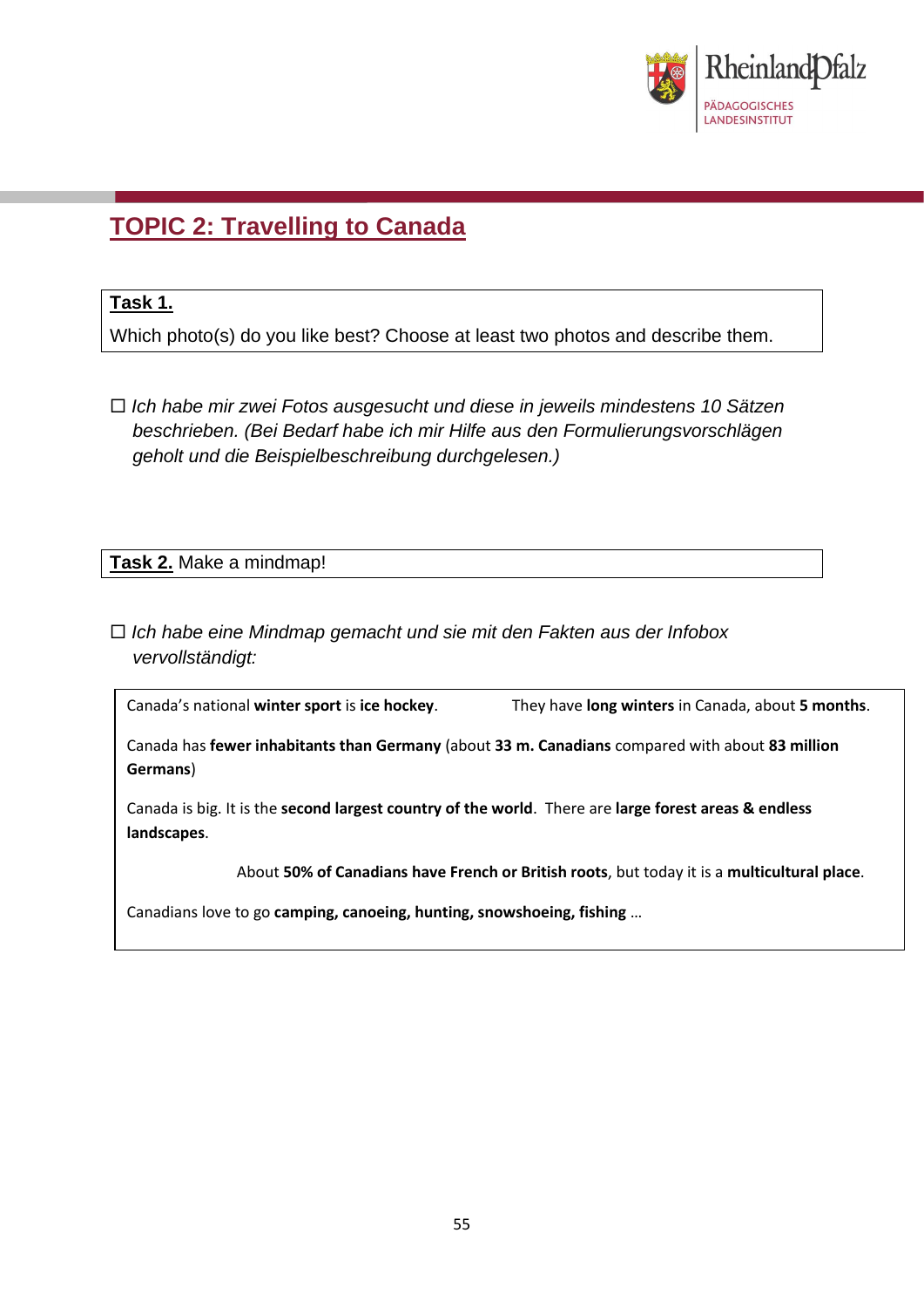## TOPIC 2: Travelling to Canada

**Task 1.**

Which photo(s) do you like best? Choose at least two photos and describe them.

☐ *Ich habe mir zwei Fotos ausgesucht und diese in jeweils mindestens 10 Sätzen beschrieben. (Bei Bedarf habe ich mir Hilfe aus den Formulierungsvorschlägen geholt und die Beispielbeschreibung durchgelesen.)*

**Task 2.** Make a mindmap!

☐ *Ich habe eine Mindmap gemacht und sie mit den Fakten aus der Infobox vervollständigt:*

Canada's national **winter sport** is **ice hockey**.

They have **long winters** in Canada, about **5 months**.

Canada has **fewer inhabitants than Germany** (about **33 m. Canadians** compared with about **83 million Germans**)

Canada is big. It is the **second largest country of the world**. There are **large forest areas & endless landscapes**.

About **50% of Canadians have French or British roots**, but today it is a **multicultural place**.

Canadians love to go **camping, canoeing, hunting, snowshoeing, fishing** …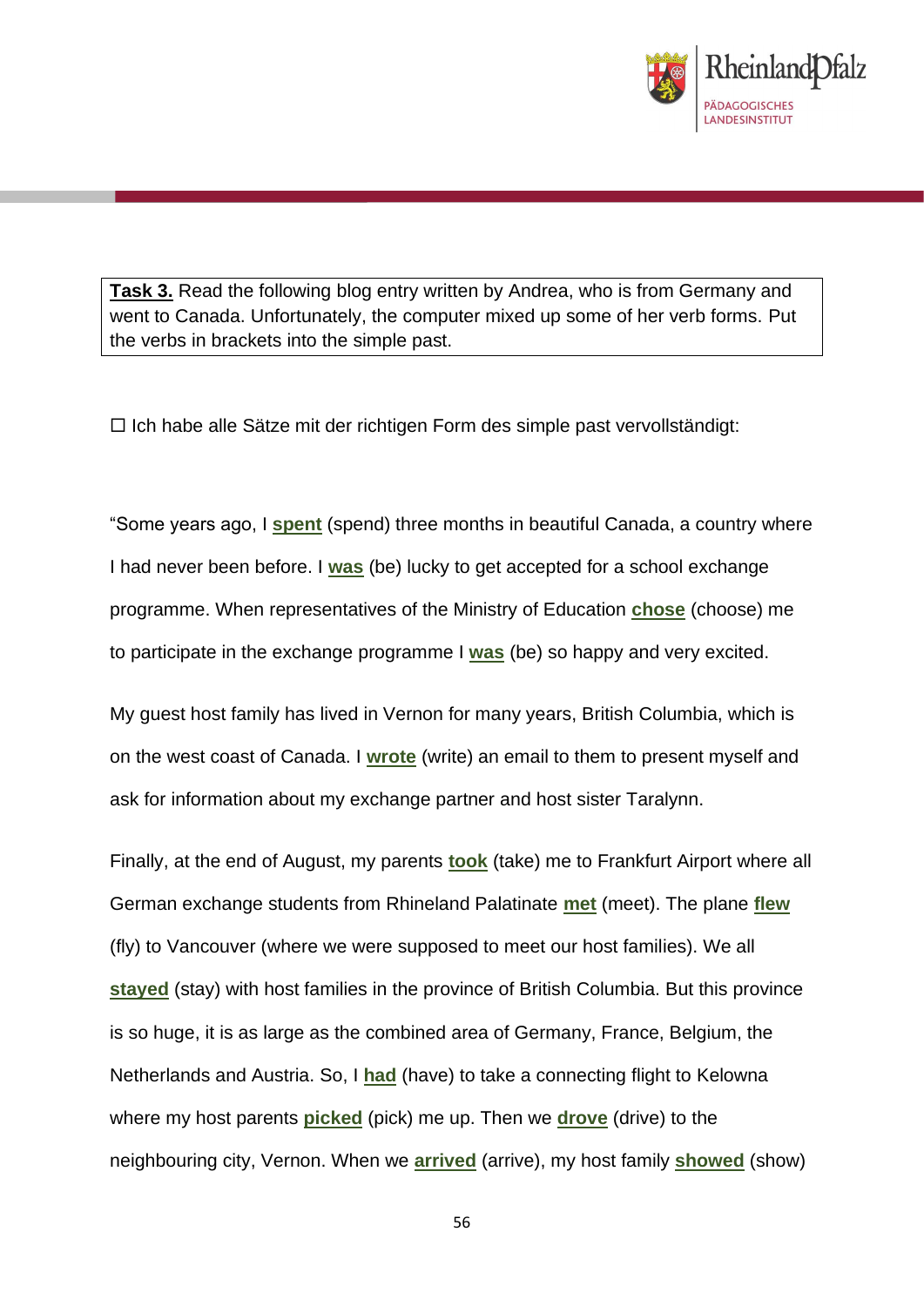**Task 3.** Read the following blog entry written by Andrea, who is from Germany and went to Canada. Unfortunately, the computer mixed up some of her verb forms. Put the verbs in brackets into the simple past.

☐ Ich habe alle Sätze mit der richtigen Form des simple past vervollständigt:

"Some years ago, I **spent** (spend) three months in beautiful Canada, a country where I had never been before. I **was** (be) lucky to get accepted for a school exchange programme. When representatives of the Ministry of Education **chose** (choose) me to participate in the exchange programme I **was** (be) so happy and very excited.

My guest host family has lived in Vernon for many years, British Columbia, which is on the west coast of Canada. I **wrote** (write) an email to them to present myself and ask for information about my exchange partner and host sister Taralynn.

Finally, at the end of August, my parents **took** (take) me to Frankfurt Airport where all German exchange students from Rhineland Palatinate **met** (meet). The plane **flew** (fly) to Vancouver (where we were supposed to meet our host families). We all **stayed** (stay) with host families in the province of British Columbia. But this province is so huge, it is as large as the combined area of Germany, France, Belgium, the Netherlands and Austria. So, I **had** (have) to take a connecting flight to Kelowna where my host parents **picked** (pick) me up. Then we **drove** (drive) to the neighbouring city, Vernon. When we **arrived** (arrive), my host family **showed** (show)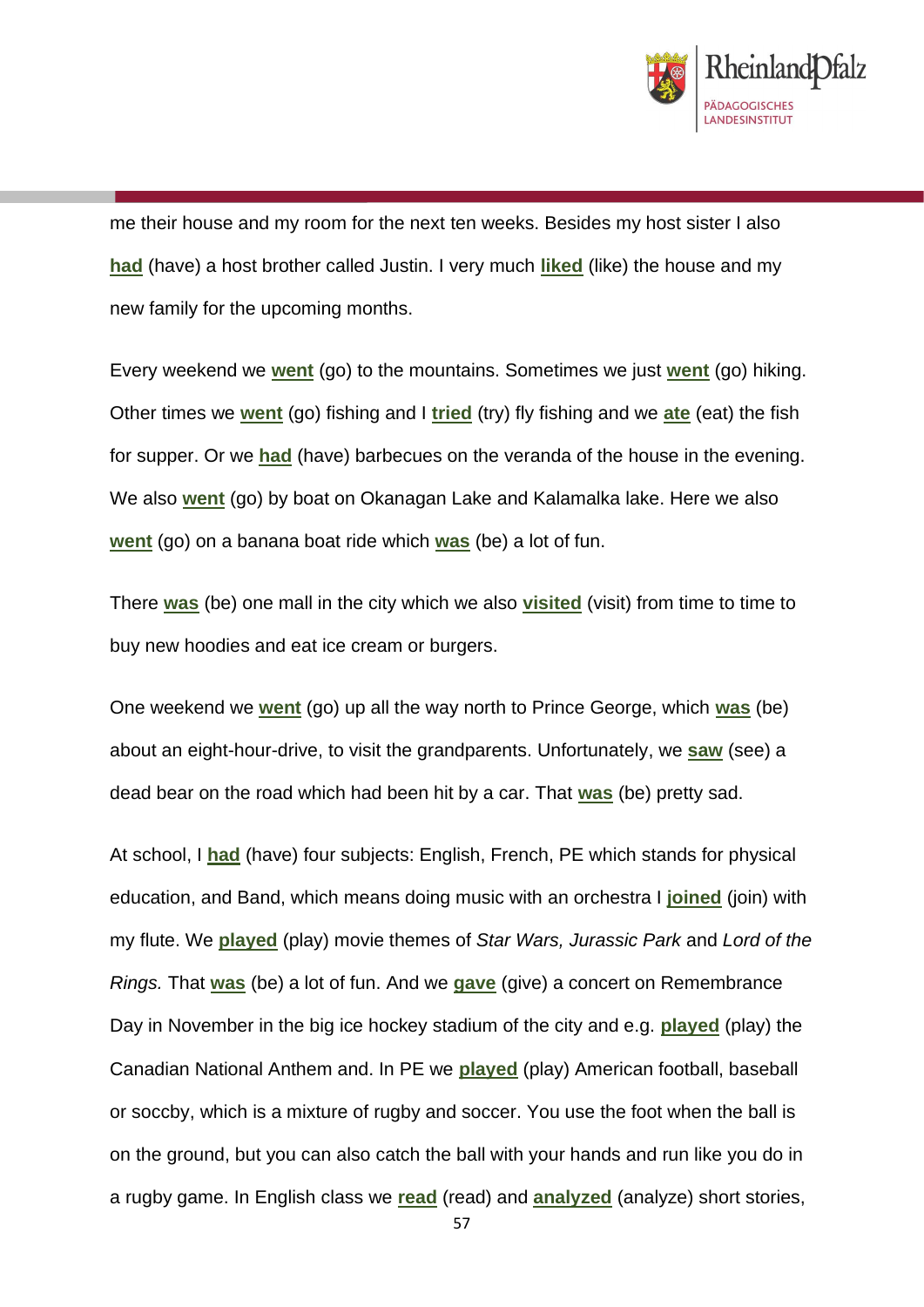me their house and my room for the next ten weeks. Besides my host sister I also **had** (have) a host brother called Justin. I very much **liked** (like) the house and my new family for the upcoming months.

Every weekend we **went** (go) to the mountains. Sometimes we just **went** (go) hiking. Other times we **went** (go) fishing and I **tried** (try) fly fishing and we **ate** (eat) the fish for supper. Or we **had** (have) barbecues on the veranda of the house in the evening. We also **went** (go) by boat on Okanagan Lake and Kalamalka lake. Here we also **went** (go) on a banana boat ride which **was** (be) a lot of fun.

There **was** (be) one mall in the city which we also **visited** (visit) from time to time to buy new hoodies and eat ice cream or burgers.

One weekend we **went** (go) up all the way north to Prince George, which **was** (be) about an eight-hour-drive, to visit the grandparents. Unfortunately, we **saw** (see) a dead bear on the road which had been hit by a car. That **was** (be) pretty sad.

At school, I **had** (have) four subjects: English, French, PE which stands for physical education, and Band, which means doing music with an orchestra I **joined** (join) with my flute. We **played** (play) movie themes of *Star Wars, Jurassic Park* and *Lord of the Rings.* That **was** (be) a lot of fun. And we **gave** (give) a concert on Remembrance Day in November in the big ice hockey stadium of the city and e.g. **played** (play) the Canadian National Anthem and. In PE we **played** (play) American football, baseball or soccby, which is a mixture of rugby and soccer. You use the foot when the ball is on the ground, but you can also catch the ball with your hands and run like you do in a rugby game. In English class we **read** (read) and **analyzed** (analyze) short stories,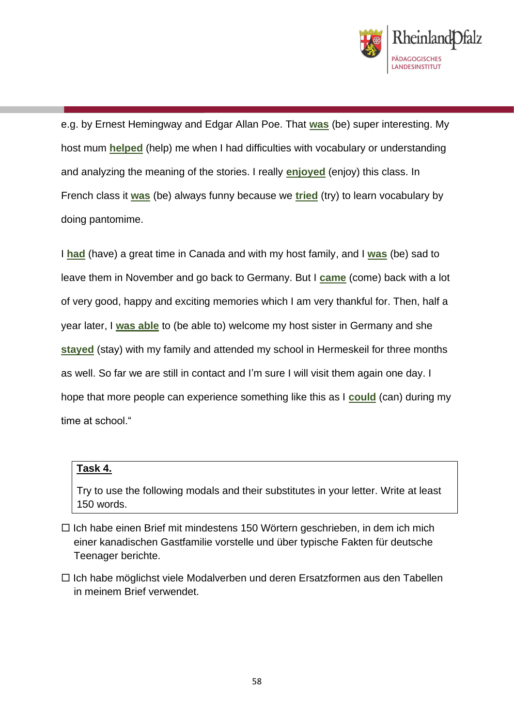e.g. by Ernest Hemingway and Edgar Allan Poe. That **was** (be) super interesting. My host mum **helped** (help) me when I had difficulties with vocabulary or understanding and analyzing the meaning of the stories. I really **enjoyed** (enjoy) this class. In French class it **was** (be) always funny because we **tried** (try) to learn vocabulary by doing pantomime.

I **had** (have) a great time in Canada and with my host family, and I **was** (be) sad to leave them in November and go back to Germany. But I **came** (come) back with a lot of very good, happy and exciting memories which I am very thankful for. Then, half a year later, I **was able** to (be able to) welcome my host sister in Germany and she **stayed** (stay) with my family and attended my school in Hermeskeil for three months as well. So far we are still in contact and I'm sure I will visit them again one day. I hope that more people can experience something like this as I **could** (can) during my time at school."

**Task 4.**

Try to use the following modals and their substitutes in your letter. Write at least 150 words.

☐ Ich habe einen Brief mit mindestens 150 Wörtern geschrieben, in dem ich mich einer kanadischen Gastfamilie vorstelle und über typische Fakten für deutsche Teenager berichte.

☐ Ich habe möglichst viele Modalverben und deren Ersatzformen aus den Tabellen in meinem Brief verwendet.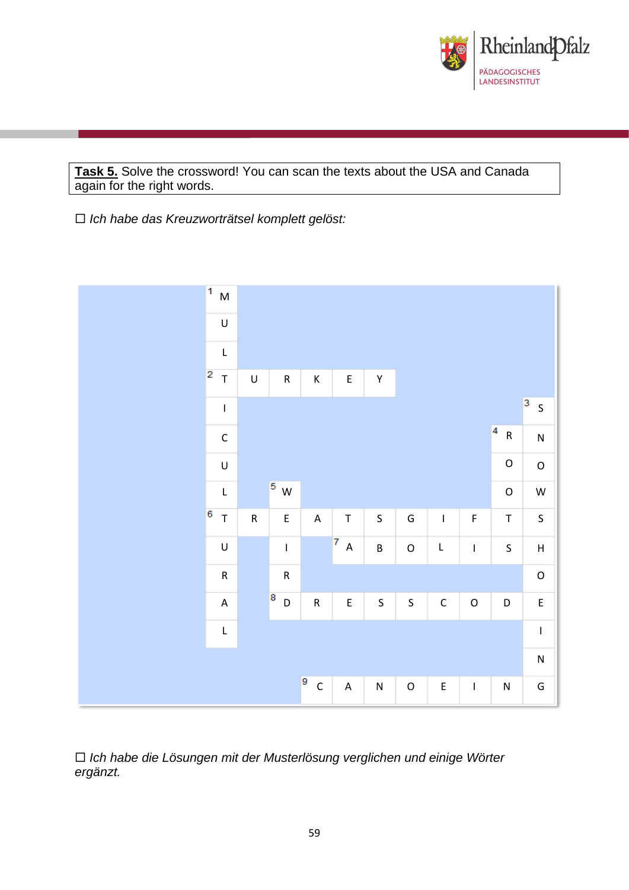**Task 5.** Solve the crossword! You can scan the texts about the USA and Canada again for the right words.

☐ *Ich habe das Kreuzworträtsel komplett gelöst:*

| | | | | | | | | | | |
|---|---|---|---|---|---|---|---|---|---|---|
| 1 M | | | | | | | | | | |
| U | | | | | | | | | | |
| L | | | | | | | | | | |
| 2 T | U | R | K | E | Y | | | | | |
| I | | | | | | | | | | 3 S |
| C | | | | | | | | | 4 R | N |
| U | | | | | | | | | O | O |
| L | | 5 W | | | | | | | O | W |
| 6 T | R | E | A | T | S | G | I | F | T | S |
| U | | I | | 7 A | B | O | L | I | S | H |
| R | | R | | | | | | | | O |
| A | | 8 D | R | E | S | S | C | O | D | E |
| L | | | | | | | | | | I |
| | | | | | | | | | | N |
| | | | 9 C | A | N | O | E | I | N | G |

☐ *Ich habe die Lösungen mit der Musterlösung verglichen und einige Wörter ergänzt.*